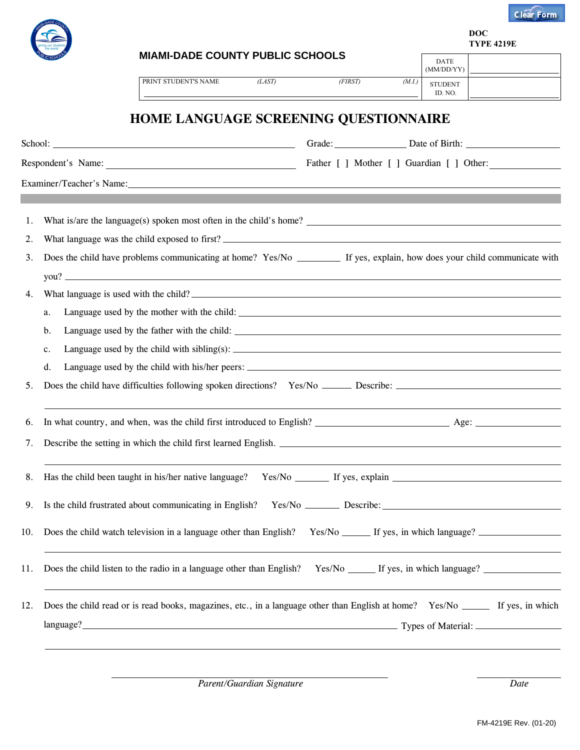DOC
TYPE 4219E

**MIAMI-DADE COUNTY PUBLIC SCHOOLS**

| PRINT STUDENT'S NAME *(LAST)* *(FIRST)* *(M.I.)* | DATE (MM/DD/YY) | |
|---|---|---|
| | STUDENT ID. NO. | |

# HOME LANGUAGE SCREENING QUESTIONNAIRE

School: ______________________ Grade: __________ Date of Birth: __________

Respondent's Name: ______________________ Father [ ] Mother [ ] Guardian [ ] Other: __________

Examiner/Teacher's Name: ______________________

1. What is/are the language(s) spoken most often in the child's home? ______________________
2. What language was the child exposed to first? ______________________
3. Does the child have problems communicating at home? Yes/No ________ If yes, explain, how does your child communicate with you? ______________________
4. What language is used with the child? ______________________
   a. Language used by the mother with the child: ______________________
   b. Language used by the father with the child: ______________________
   c. Language used by the child with sibling(s): ______________________
   d. Language used by the child with his/her peers: ______________________
5. Does the child have difficulties following spoken directions? Yes/No ______ Describe: ______________________
6. In what country, and when, was the child first introduced to English? ______________________ Age: __________
7. Describe the setting in which the child first learned English. ______________________
8. Has the child been taught in his/her native language? Yes/No ______ If yes, explain ______________________
9. Is the child frustrated about communicating in English? Yes/No ______ Describe: ______________________
10. Does the child watch television in a language other than English? Yes/No ______ If yes, in which language? ______________________
11. Does the child listen to the radio in a language other than English? Yes/No ______ If yes, in which language? ______________________
12. Does the child read or is read books, magazines, etc., in a language other than English at home? Yes/No ______ If yes, in which language? ______________________ Types of Material: ______________________

______________________ *Parent/Guardian Signature*

__________ *Date*

FM-4219E Rev. (01-20)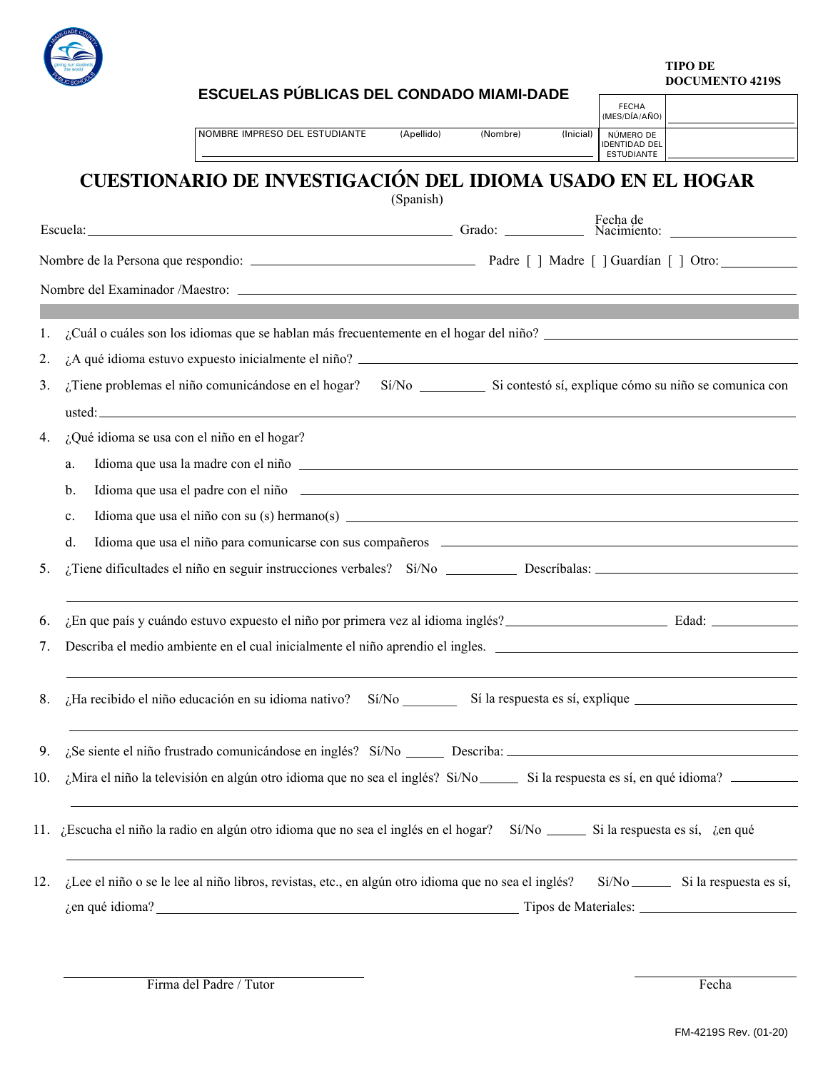TIPO DE DOCUMENTO 4219S

ESCUELAS PÚBLICAS DEL CONDADO MIAMI-DADE

| NOMBRE IMPRESO DEL ESTUDIANTE (Apellido) (Nombre) (Inicial) | FECHA (MES/DÍA/AÑO) | |
|---|---|---|
| | NÚMERO DE IDENTIDAD DEL ESTUDIANTE | |

# CUESTIONARIO DE INVESTIGACIÓN DEL IDIOMA USADO EN EL HOGAR

(Spanish)

Escuela: ______________________ Grado: __________ Fecha de Nacimiento: ______________

Nombre de la Persona que respondio: ______________________ Padre [ ] Madre [ ] Guardían [ ] Otro: __________

Nombre del Examinador /Maestro: ______________________

1. ¿Cuál o cuáles son los idiomas que se hablan más frecuentemente en el hogar del niño? ______________
2. ¿A qué idioma estuvo expuesto inicialmente el niño? ______________
3. ¿Tiene problemas el niño comunicándose en el hogar? Sí/No ________ Si contestó sí, explique cómo su niño se comunica con usted: ______________
4. ¿Qué idioma se usa con el niño en el hogar?
   a. Idioma que usa la madre con el niño ______________
   b. Idioma que usa el padre con el niño ______________
   c. Idioma que usa el niño con su (s) hermano(s) ______________
   d. Idioma que usa el niño para comunicarse con sus compañeros ______________
5. ¿Tiene dificultades el niño en seguir instrucciones verbales? Sí/No ________ Descríbalas: ______________
6. ¿En que país y cuándo estuvo expuesto el niño por primera vez al idioma inglés? ______________ Edad: ________
7. Describa el medio ambiente en el cual inicialmente el niño aprendio el ingles. ______________
8. ¿Ha recibido el niño educación en su idioma nativo? Sí/No ________ Sí la respuesta es sí, explique ______________
9. ¿Se siente el niño frustrado comunicándose en inglés? Sí/No ______ Describa: ______________
10. ¿Mira el niño la televisión en algún otro idioma que no sea el inglés? Sí/No ______ Si la respuesta es sí, en qué idioma? ________
11. ¿Escucha el niño la radio en algún otro idioma que no sea el inglés en el hogar? Sí/No ______ Si la respuesta es sí, ¿en qué ______________
12. ¿Lee el niño o se le lee al niño libros, revistas, etc., en algún otro idioma que no sea el inglés? Sí/No ______ Si la respuesta es sí, ¿en qué idioma? ______________ Tipos de Materiales: ______________

______________________
Firma del Padre / Tutor

______________
Fecha

FM-4219S Rev. (01-20)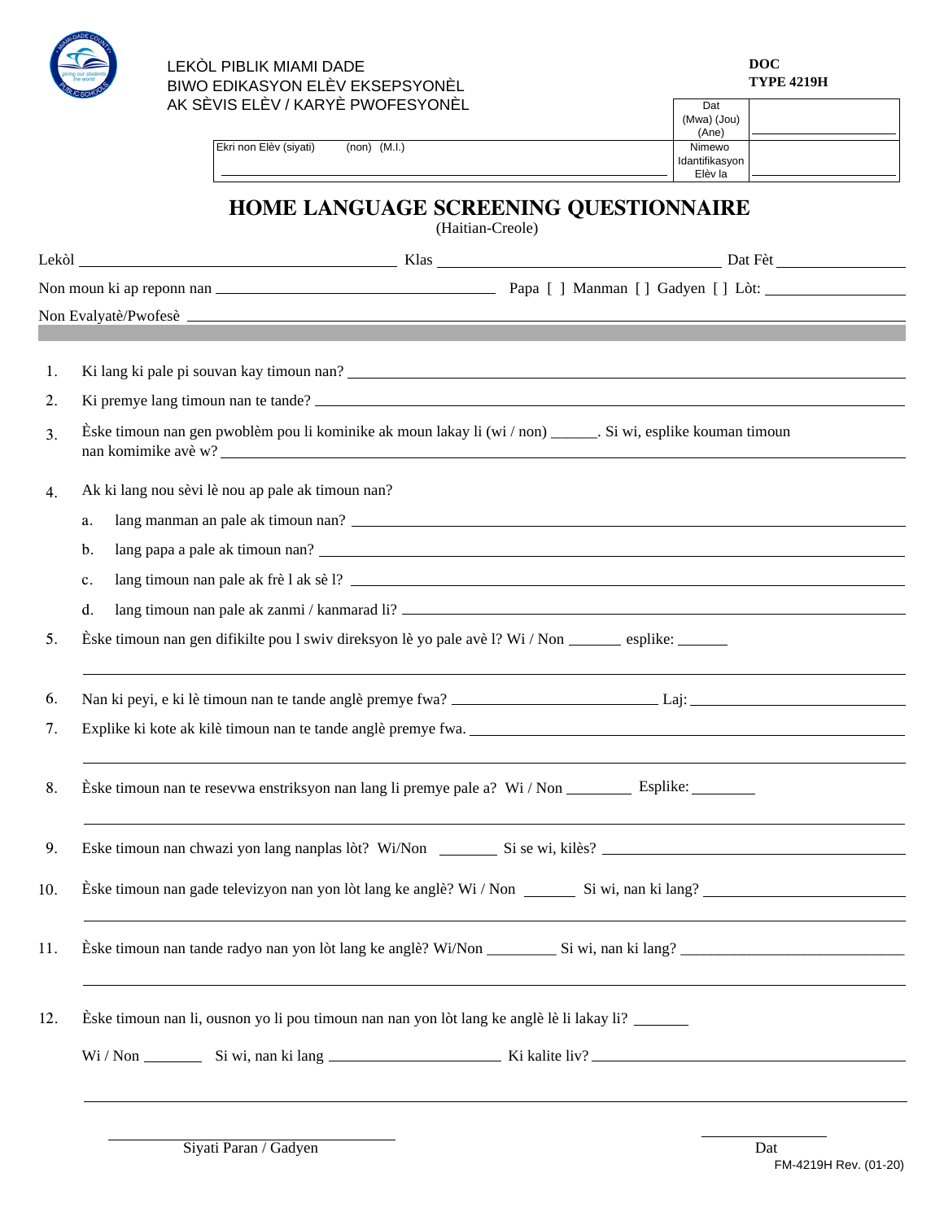LEKÒL PIBLIK MIAMI DADE
BIWO EDIKASYON ELÈV EKSEPSYONÈL
AK SÈVIS ELÈV / KARYÈ PWOFESYONÈL

**DOC TYPE 4219H**

| | | | |
|---|---|---|---|
| | | Dat (Mwa) (Jou) (Ane) | |
| Ekri non Elèv (siyati) (non) (M.I.) | | Nimewo Idantifikasyon Elèv la | |

# HOME LANGUAGE SCREENING QUESTIONNAIRE

(Haitian-Creole)

Lekòl ______________________ Klas ______________________ Dat Fèt ______________

Non moun ki ap reponn nan ______________________ Papa [ ] Manman [ ] Gadyen [ ] Lòt: ______________

Non Evalyatè/Pwofesè ______________________________________________

1. Ki lang ki pale pi souvan kay timoun nan? ______________________
2. Ki premye lang timoun nan te tande? ______________________
3. Èske timoun nan gen pwoblèm pou li kominike ak moun lakay li (wi / non) ______. Si wi, esplike kouman timoun nan komimike avè w? ______________________
4. Ak ki lang nou sèvi lè nou ap pale ak timoun nan?
   a. lang manman an pale ak timoun nan? ______________________
   b. lang papa a pale ak timoun nan? ______________________
   c. lang timoun nan pale ak frè l ak sè l? ______________________
   d. lang timoun nan pale ak zanmi / kanmarad li? ______________________
5. Èske timoun nan gen difikilte pou l swiv direksyon lè yo pale avè l? Wi / Non _______ esplike: ______
6. Nan ki peyi, e ki lè timoun nan te tande anglè premye fwa? ______________ Laj: ______________
7. Explike ki kote ak kilè timoun nan te tande anglè premye fwa. ______________________
8. Èske timoun nan te resevwa enstriksyon nan lang li premye pale a? Wi / Non ________ Esplike: ________
9. Eske timoun nan chwazi yon lang nanplas lòt? Wi/Non _______ Si se wi, kilès? ______________________
10. Èske timoun nan gade televizyon nan yon lòt lang ke anglè? Wi / Non _______ Si wi, nan ki lang? ______________
11. Èske timoun nan tande radyo nan yon lòt lang ke anglè? Wi/Non _________ Si wi, nan ki lang? ______________
12. Èske timoun nan li, ousnon yo li pou timoun nan nan yon lòt lang ke anglè lè li lakay li? _______

    Wi / Non ________ Si wi, nan ki lang ______________ Ki kalite liv? ______________________

______________________
Siyati Paran / Gadyen

______________
Dat

FM-4219H Rev. (01-20)